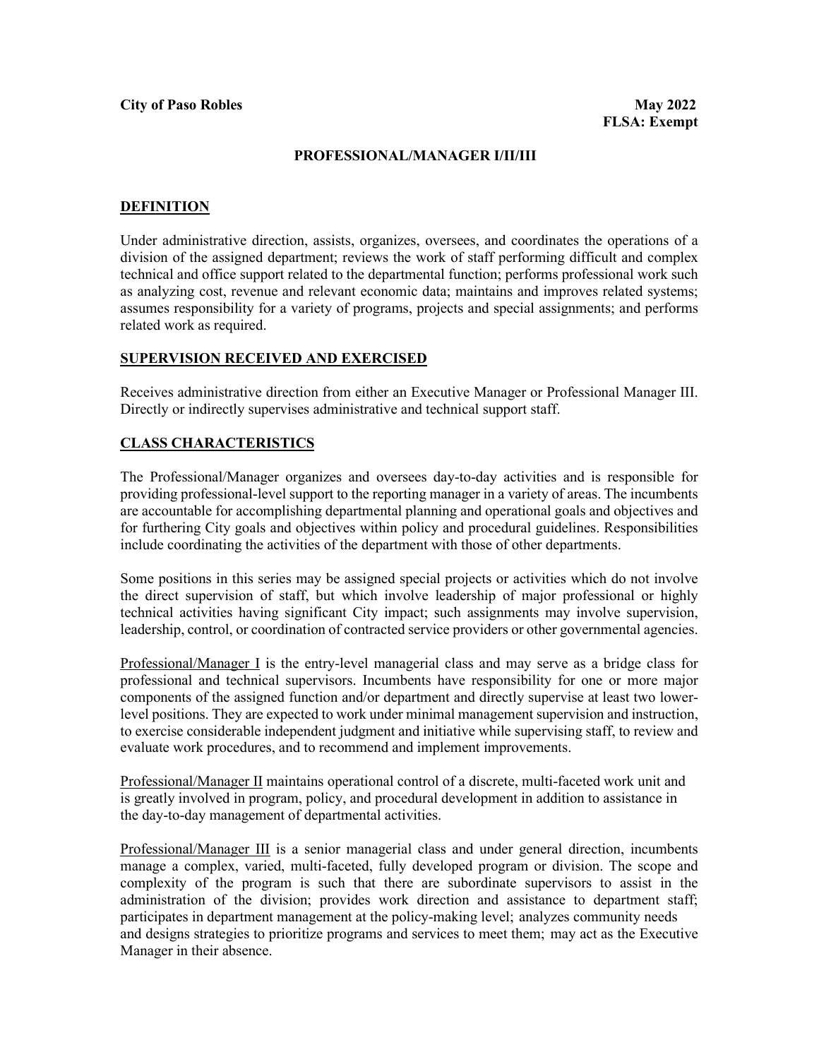**City of Paso Robles** **May 2022**
**FLSA: Exempt**

# PROFESSIONAL/MANAGER I/II/III

## DEFINITION

Under administrative direction, assists, organizes, oversees, and coordinates the operations of a division of the assigned department; reviews the work of staff performing difficult and complex technical and office support related to the departmental function; performs professional work such as analyzing cost, revenue and relevant economic data; maintains and improves related systems; assumes responsibility for a variety of programs, projects and special assignments; and performs related work as required.

## SUPERVISION RECEIVED AND EXERCISED

Receives administrative direction from either an Executive Manager or Professional Manager III. Directly or indirectly supervises administrative and technical support staff.

## CLASS CHARACTERISTICS

The Professional/Manager organizes and oversees day-to-day activities and is responsible for providing professional-level support to the reporting manager in a variety of areas. The incumbents are accountable for accomplishing departmental planning and operational goals and objectives and for furthering City goals and objectives within policy and procedural guidelines. Responsibilities include coordinating the activities of the department with those of other departments.

Some positions in this series may be assigned special projects or activities which do not involve the direct supervision of staff, but which involve leadership of major professional or highly technical activities having significant City impact; such assignments may involve supervision, leadership, control, or coordination of contracted service providers or other governmental agencies.

Professional/Manager I is the entry-level managerial class and may serve as a bridge class for professional and technical supervisors. Incumbents have responsibility for one or more major components of the assigned function and/or department and directly supervise at least two lower-level positions. They are expected to work under minimal management supervision and instruction, to exercise considerable independent judgment and initiative while supervising staff, to review and evaluate work procedures, and to recommend and implement improvements.

Professional/Manager II maintains operational control of a discrete, multi-faceted work unit and is greatly involved in program, policy, and procedural development in addition to assistance in the day-to-day management of departmental activities.

Professional/Manager III is a senior managerial class and under general direction, incumbents manage a complex, varied, multi-faceted, fully developed program or division. The scope and complexity of the program is such that there are subordinate supervisors to assist in the administration of the division; provides work direction and assistance to department staff; participates in department management at the policy-making level; analyzes community needs and designs strategies to prioritize programs and services to meet them; may act as the Executive Manager in their absence.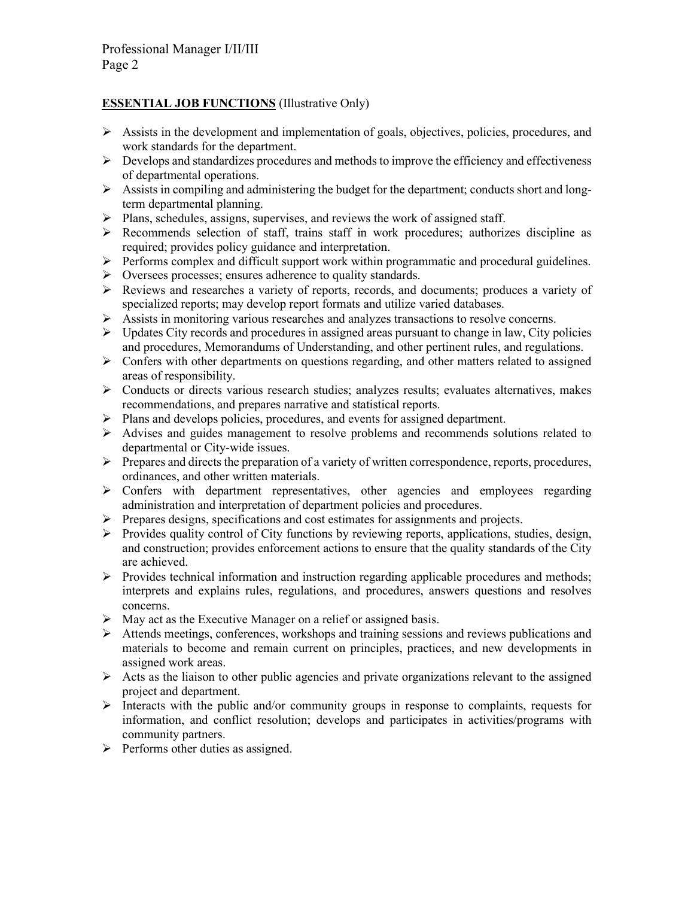**ESSENTIAL JOB FUNCTIONS** (Illustrative Only)

- Assists in the development and implementation of goals, objectives, policies, procedures, and work standards for the department.
- Develops and standardizes procedures and methods to improve the efficiency and effectiveness of departmental operations.
- Assists in compiling and administering the budget for the department; conducts short and long-term departmental planning.
- Plans, schedules, assigns, supervises, and reviews the work of assigned staff.
- Recommends selection of staff, trains staff in work procedures; authorizes discipline as required; provides policy guidance and interpretation.
- Performs complex and difficult support work within programmatic and procedural guidelines.
- Oversees processes; ensures adherence to quality standards.
- Reviews and researches a variety of reports, records, and documents; produces a variety of specialized reports; may develop report formats and utilize varied databases.
- Assists in monitoring various researches and analyzes transactions to resolve concerns.
- Updates City records and procedures in assigned areas pursuant to change in law, City policies and procedures, Memorandums of Understanding, and other pertinent rules, and regulations.
- Confers with other departments on questions regarding, and other matters related to assigned areas of responsibility.
- Conducts or directs various research studies; analyzes results; evaluates alternatives, makes recommendations, and prepares narrative and statistical reports.
- Plans and develops policies, procedures, and events for assigned department.
- Advises and guides management to resolve problems and recommends solutions related to departmental or City-wide issues.
- Prepares and directs the preparation of a variety of written correspondence, reports, procedures, ordinances, and other written materials.
- Confers with department representatives, other agencies and employees regarding administration and interpretation of department policies and procedures.
- Prepares designs, specifications and cost estimates for assignments and projects.
- Provides quality control of City functions by reviewing reports, applications, studies, design, and construction; provides enforcement actions to ensure that the quality standards of the City are achieved.
- Provides technical information and instruction regarding applicable procedures and methods; interprets and explains rules, regulations, and procedures, answers questions and resolves concerns.
- May act as the Executive Manager on a relief or assigned basis.
- Attends meetings, conferences, workshops and training sessions and reviews publications and materials to become and remain current on principles, practices, and new developments in assigned work areas.
- Acts as the liaison to other public agencies and private organizations relevant to the assigned project and department.
- Interacts with the public and/or community groups in response to complaints, requests for information, and conflict resolution; develops and participates in activities/programs with community partners.
- Performs other duties as assigned.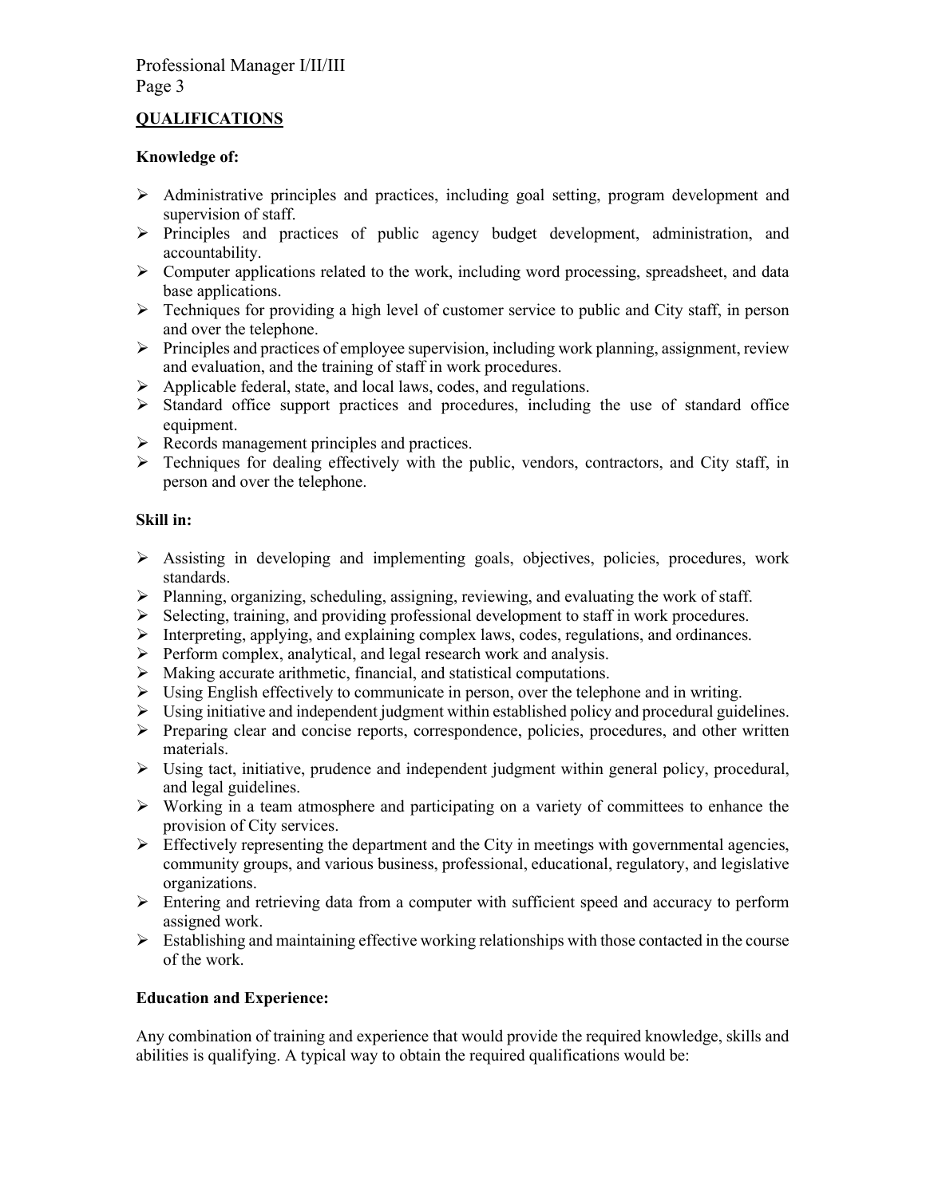## QUALIFICATIONS

**Knowledge of:**

- Administrative principles and practices, including goal setting, program development and supervision of staff.
- Principles and practices of public agency budget development, administration, and accountability.
- Computer applications related to the work, including word processing, spreadsheet, and data base applications.
- Techniques for providing a high level of customer service to public and City staff, in person and over the telephone.
- Principles and practices of employee supervision, including work planning, assignment, review and evaluation, and the training of staff in work procedures.
- Applicable federal, state, and local laws, codes, and regulations.
- Standard office support practices and procedures, including the use of standard office equipment.
- Records management principles and practices.
- Techniques for dealing effectively with the public, vendors, contractors, and City staff, in person and over the telephone.

**Skill in:**

- Assisting in developing and implementing goals, objectives, policies, procedures, work standards.
- Planning, organizing, scheduling, assigning, reviewing, and evaluating the work of staff.
- Selecting, training, and providing professional development to staff in work procedures.
- Interpreting, applying, and explaining complex laws, codes, regulations, and ordinances.
- Perform complex, analytical, and legal research work and analysis.
- Making accurate arithmetic, financial, and statistical computations.
- Using English effectively to communicate in person, over the telephone and in writing.
- Using initiative and independent judgment within established policy and procedural guidelines.
- Preparing clear and concise reports, correspondence, policies, procedures, and other written materials.
- Using tact, initiative, prudence and independent judgment within general policy, procedural, and legal guidelines.
- Working in a team atmosphere and participating on a variety of committees to enhance the provision of City services.
- Effectively representing the department and the City in meetings with governmental agencies, community groups, and various business, professional, educational, regulatory, and legislative organizations.
- Entering and retrieving data from a computer with sufficient speed and accuracy to perform assigned work.
- Establishing and maintaining effective working relationships with those contacted in the course of the work.

**Education and Experience:**

Any combination of training and experience that would provide the required knowledge, skills and abilities is qualifying. A typical way to obtain the required qualifications would be: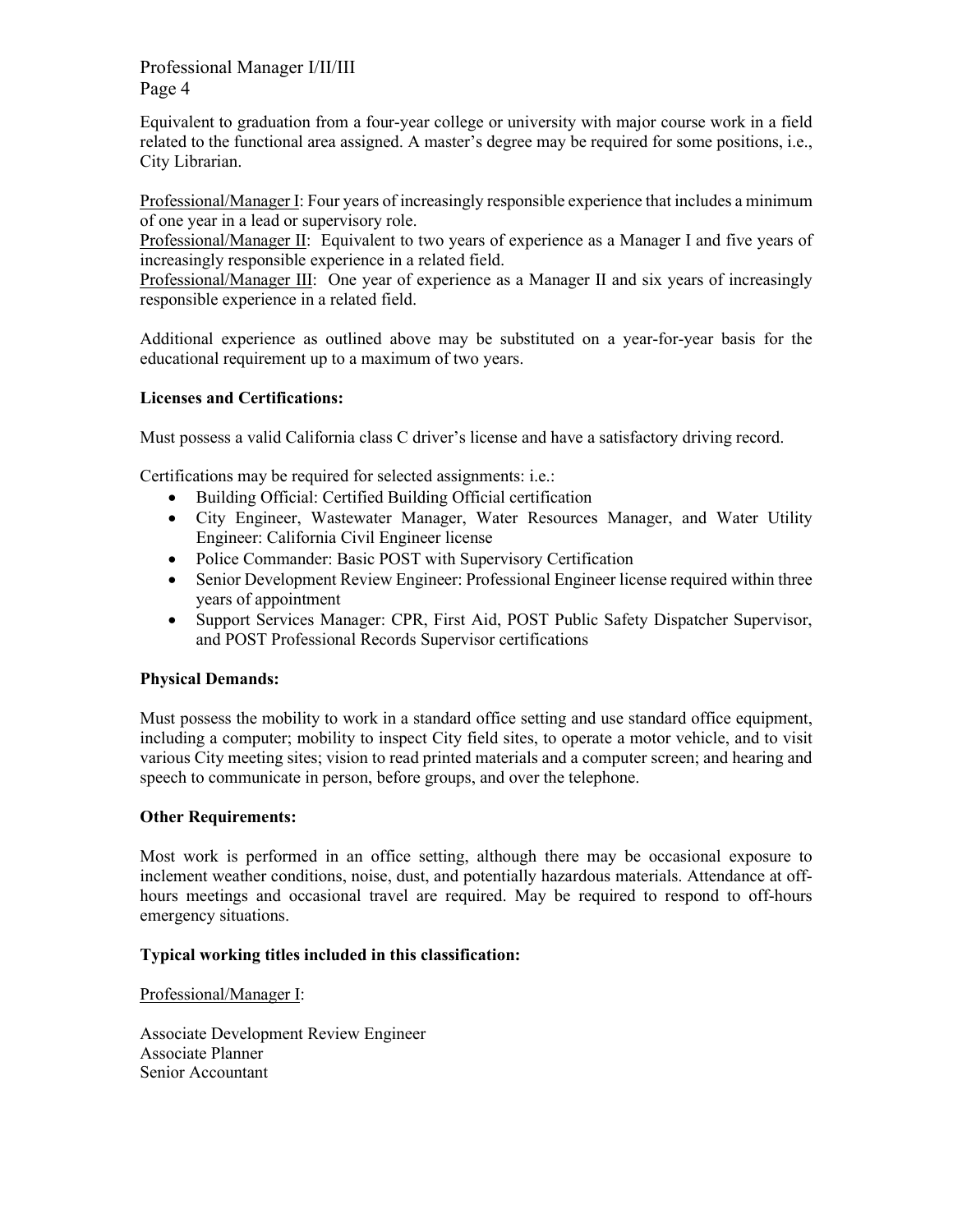Equivalent to graduation from a four-year college or university with major course work in a field related to the functional area assigned. A master's degree may be required for some positions, i.e., City Librarian.

Professional/Manager I: Four years of increasingly responsible experience that includes a minimum of one year in a lead or supervisory role.
Professional/Manager II: Equivalent to two years of experience as a Manager I and five years of increasingly responsible experience in a related field.
Professional/Manager III: One year of experience as a Manager II and six years of increasingly responsible experience in a related field.

Additional experience as outlined above may be substituted on a year-for-year basis for the educational requirement up to a maximum of two years.

**Licenses and Certifications:**

Must possess a valid California class C driver's license and have a satisfactory driving record.

Certifications may be required for selected assignments: i.e.:

- Building Official: Certified Building Official certification
- City Engineer, Wastewater Manager, Water Resources Manager, and Water Utility Engineer: California Civil Engineer license
- Police Commander: Basic POST with Supervisory Certification
- Senior Development Review Engineer: Professional Engineer license required within three years of appointment
- Support Services Manager: CPR, First Aid, POST Public Safety Dispatcher Supervisor, and POST Professional Records Supervisor certifications

**Physical Demands:**

Must possess the mobility to work in a standard office setting and use standard office equipment, including a computer; mobility to inspect City field sites, to operate a motor vehicle, and to visit various City meeting sites; vision to read printed materials and a computer screen; and hearing and speech to communicate in person, before groups, and over the telephone.

**Other Requirements:**

Most work is performed in an office setting, although there may be occasional exposure to inclement weather conditions, noise, dust, and potentially hazardous materials. Attendance at off-hours meetings and occasional travel are required. May be required to respond to off-hours emergency situations.

**Typical working titles included in this classification:**

Professional/Manager I:

Associate Development Review Engineer
Associate Planner
Senior Accountant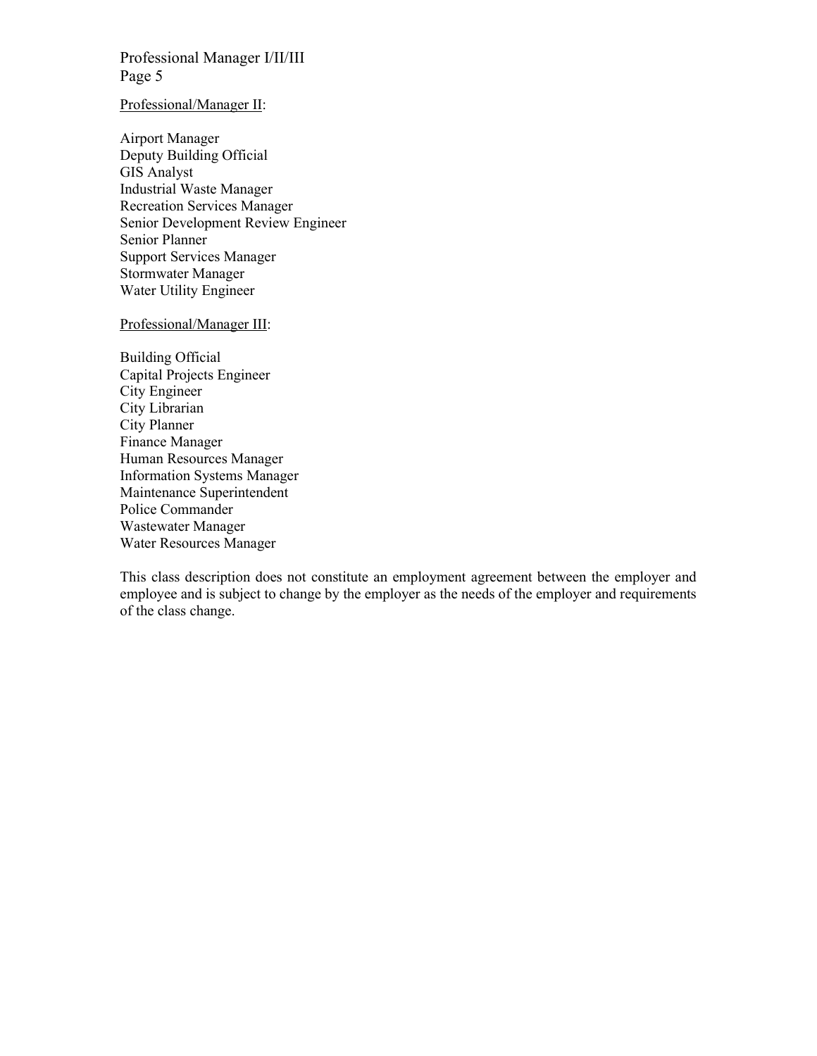<u>Professional/Manager II</u>:

Airport Manager
Deputy Building Official
GIS Analyst
Industrial Waste Manager
Recreation Services Manager
Senior Development Review Engineer
Senior Planner
Support Services Manager
Stormwater Manager
Water Utility Engineer

<u>Professional/Manager III</u>:

Building Official
Capital Projects Engineer
City Engineer
City Librarian
City Planner
Finance Manager
Human Resources Manager
Information Systems Manager
Maintenance Superintendent
Police Commander
Wastewater Manager
Water Resources Manager

This class description does not constitute an employment agreement between the employer and employee and is subject to change by the employer as the needs of the employer and requirements of the class change.